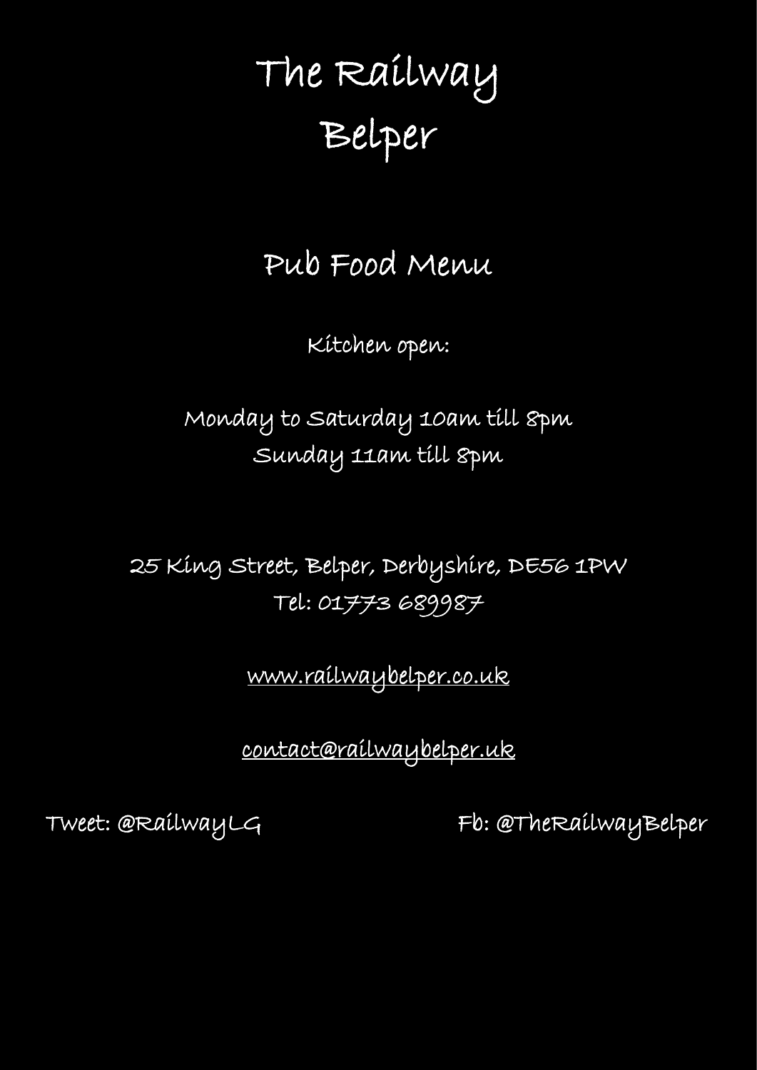# The Railway
# Belper

## Pub Food Menu

Kitchen open:

Monday to Saturday 10am till 8pm
Sunday 11am till 8pm

25 King Street, Belper, Derbyshire, DE56 1PW
Tel: 01773 689987

www.railwaybelper.co.uk

contact@railwaybelper.uk

Tweet: @RailwayLG

Fb: @TheRailwayBelper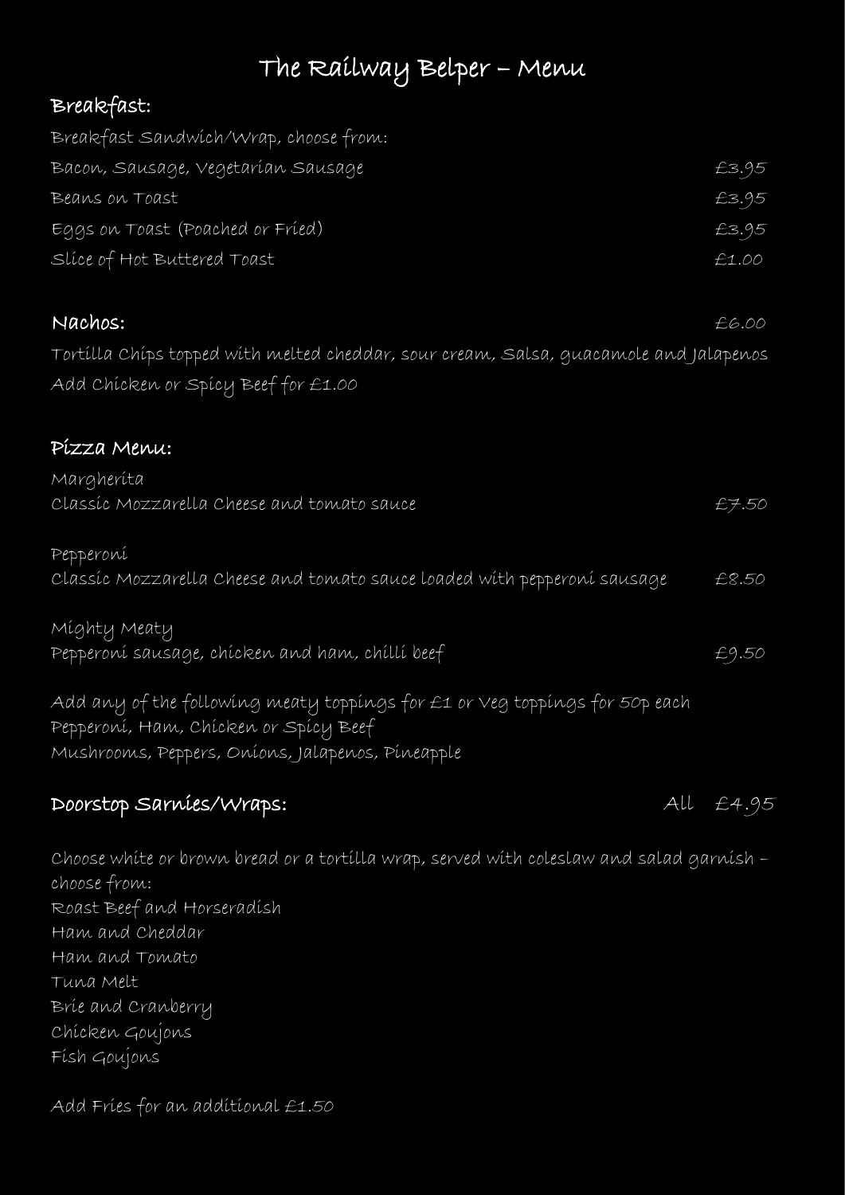# The Railway Belper – Menu

## Breakfast:

Breakfast Sandwich/Wrap, choose from:

| | |
|---|---|
| Bacon, Sausage, Vegetarian Sausage | £3.95 |
| Beans on Toast | £3.95 |
| Eggs on Toast (Poached or Fried) | £3.95 |
| Slice of Hot Buttered Toast | £1.00 |

## Nachos: £6.00

Tortilla Chips topped with melted cheddar, sour cream, Salsa, guacamole and Jalapenos

Add Chicken or Spicy Beef for £1.00

## Pizza Menu:

Margherita
Classic Mozzarella Cheese and tomato sauce — £7.50

Pepperoni
Classic Mozzarella Cheese and tomato sauce loaded with pepperoni sausage — £8.50

Mighty Meaty
Pepperoni sausage, chicken and ham, chilli beef — £9.50

Add any of the following meaty toppings for £1 or Veg toppings for 50p each
Pepperoni, Ham, Chicken or Spicy Beef
Mushrooms, Peppers, Onions, Jalapenos, Pineapple

## Doorstop Sarnies/Wraps: All £4.95

Choose white or brown bread or a tortilla wrap, served with coleslaw and salad garnish – choose from:

Roast Beef and Horseradish
Ham and Cheddar
Ham and Tomato
Tuna Melt
Brie and Cranberry
Chicken Goujons
Fish Goujons

Add Fries for an additional £1.50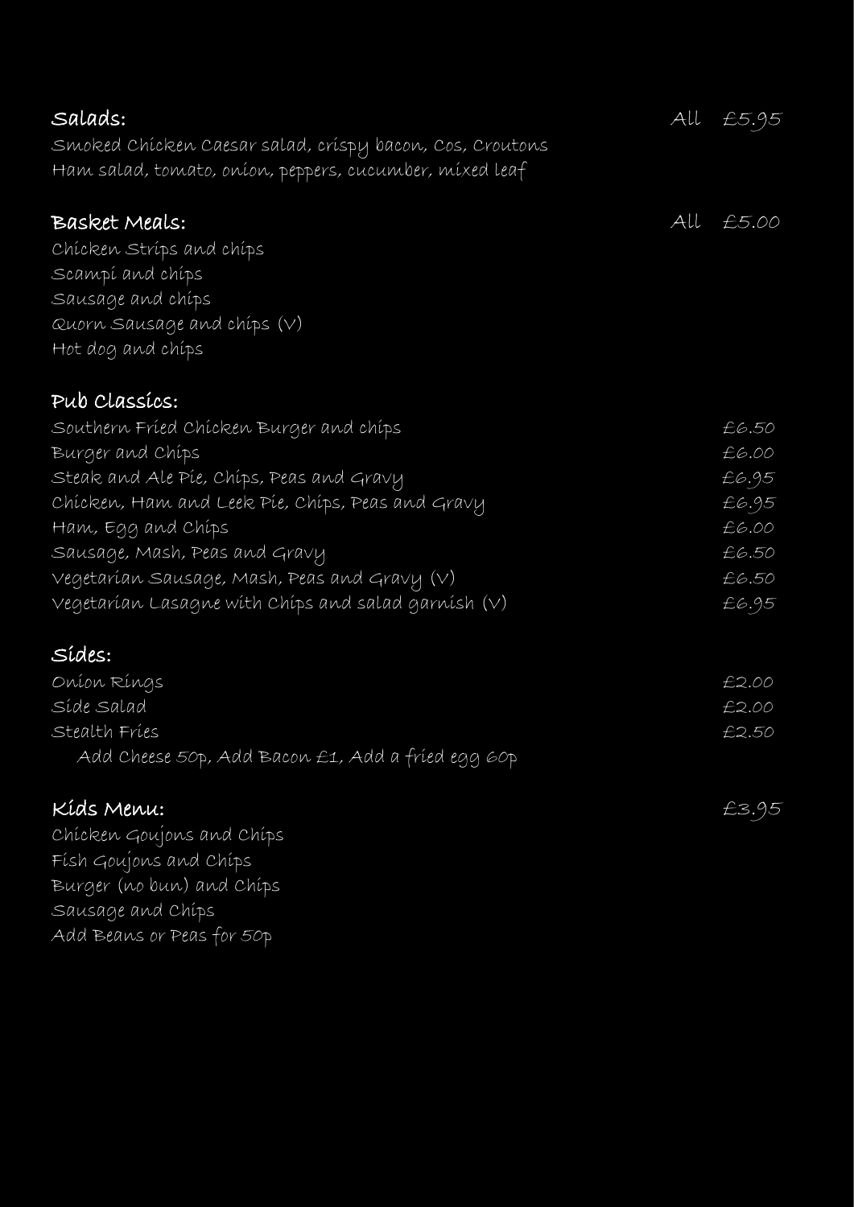## Salads: All £5.95

Smoked Chicken Caesar salad, crispy bacon, Cos, Croutons
Ham salad, tomato, onion, peppers, cucumber, mixed leaf

## Basket Meals: All £5.00

Chicken Strips and chips
Scampi and chips
Sausage and chips
Quorn Sausage and chips (V)
Hot dog and chips

## Pub Classics:

| | |
|---|---|
| Southern Fried Chicken Burger and chips | £6.50 |
| Burger and Chips | £6.00 |
| Steak and Ale Pie, Chips, Peas and Gravy | £6.95 |
| Chicken, Ham and Leek Pie, Chips, Peas and Gravy | £6.95 |
| Ham, Egg and Chips | £6.00 |
| Sausage, Mash, Peas and Gravy | £6.50 |
| Vegetarian Sausage, Mash, Peas and Gravy (V) | £6.50 |
| Vegetarian Lasagne with Chips and salad garnish (V) | £6.95 |

## Sides:

| | |
|---|---|
| Onion Rings | £2.00 |
| Side Salad | £2.00 |
| Stealth Fries | £2.50 |

Add Cheese 50p, Add Bacon £1, Add a fried egg 60p

## Kids Menu: £3.95

Chicken Goujons and Chips
Fish Goujons and Chips
Burger (no bun) and Chips
Sausage and Chips
Add Beans or Peas for 50p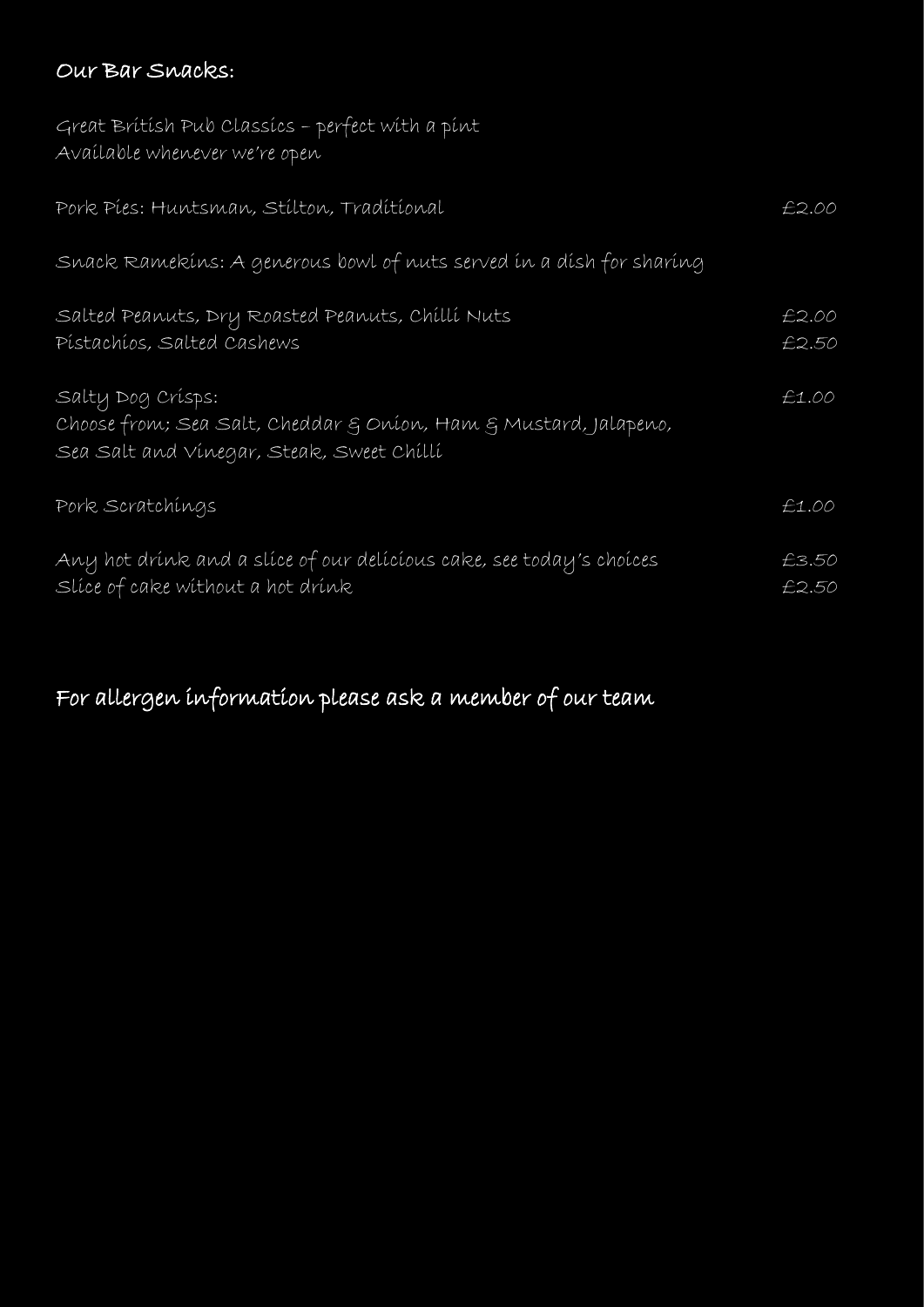## Our Bar Snacks:

Great British Pub Classics – perfect with a pint
Available whenever we're open

| | |
|---|---|
| Pork Pies: Huntsman, Stilton, Traditional | £2.00 |
| Snack Ramekins: A generous bowl of nuts served in a dish for sharing | |
| Salted Peanuts, Dry Roasted Peanuts, Chilli Nuts | £2.00 |
| Pistachios, Salted Cashews | £2.50 |
| Salty Dog Crisps:<br>Choose from; Sea Salt, Cheddar & Onion, Ham & Mustard, Jalapeno, Sea Salt and Vinegar, Steak, Sweet Chilli | £1.00 |
| Pork Scratchings | £1.00 |
| Any hot drink and a slice of our delicious cake, see today's choices | £3.50 |
| Slice of cake without a hot drink | £2.50 |

**For allergen information please ask a member of our team**